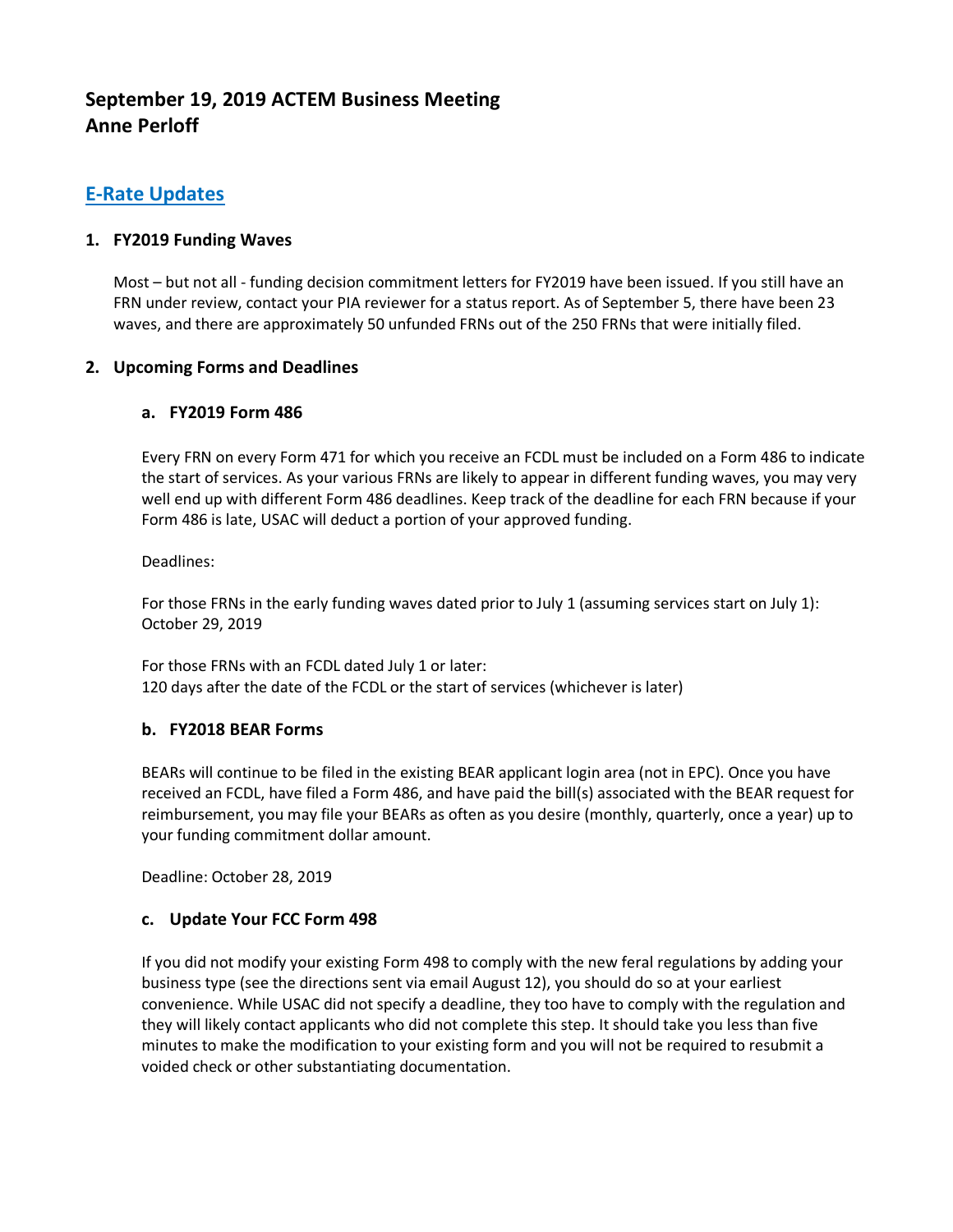# September 19, 2019 ACTEM Business Meeting
# Anne Perloff

## E-Rate Updates

### 1. FY2019 Funding Waves

Most – but not all - funding decision commitment letters for FY2019 have been issued. If you still have an FRN under review, contact your PIA reviewer for a status report. As of September 5, there have been 23 waves, and there are approximately 50 unfunded FRNs out of the 250 FRNs that were initially filed.

### 2. Upcoming Forms and Deadlines

#### a. FY2019 Form 486

Every FRN on every Form 471 for which you receive an FCDL must be included on a Form 486 to indicate the start of services. As your various FRNs are likely to appear in different funding waves, you may very well end up with different Form 486 deadlines. Keep track of the deadline for each FRN because if your Form 486 is late, USAC will deduct a portion of your approved funding.

Deadlines:

For those FRNs in the early funding waves dated prior to July 1 (assuming services start on July 1): October 29, 2019

For those FRNs with an FCDL dated July 1 or later:
120 days after the date of the FCDL or the start of services (whichever is later)

#### b. FY2018 BEAR Forms

BEARs will continue to be filed in the existing BEAR applicant login area (not in EPC). Once you have received an FCDL, have filed a Form 486, and have paid the bill(s) associated with the BEAR request for reimbursement, you may file your BEARs as often as you desire (monthly, quarterly, once a year) up to your funding commitment dollar amount.

Deadline: October 28, 2019

#### c. Update Your FCC Form 498

If you did not modify your existing Form 498 to comply with the new feral regulations by adding your business type (see the directions sent via email August 12), you should do so at your earliest convenience. While USAC did not specify a deadline, they too have to comply with the regulation and they will likely contact applicants who did not complete this step. It should take you less than five minutes to make the modification to your existing form and you will not be required to resubmit a voided check or other substantiating documentation.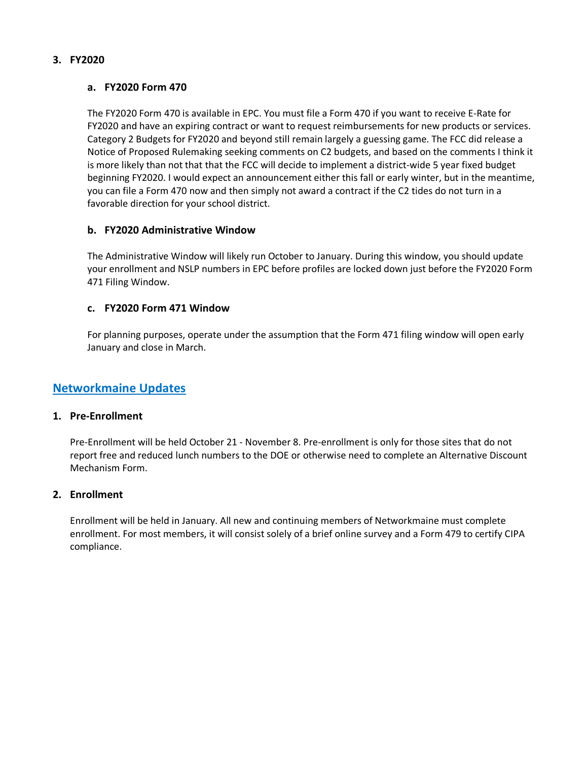### 3. FY2020

#### a. FY2020 Form 470

The FY2020 Form 470 is available in EPC. You must file a Form 470 if you want to receive E-Rate for FY2020 and have an expiring contract or want to request reimbursements for new products or services. Category 2 Budgets for FY2020 and beyond still remain largely a guessing game. The FCC did release a Notice of Proposed Rulemaking seeking comments on C2 budgets, and based on the comments I think it is more likely than not that that the FCC will decide to implement a district-wide 5 year fixed budget beginning FY2020. I would expect an announcement either this fall or early winter, but in the meantime, you can file a Form 470 now and then simply not award a contract if the C2 tides do not turn in a favorable direction for your school district.

#### b. FY2020 Administrative Window

The Administrative Window will likely run October to January. During this window, you should update your enrollment and NSLP numbers in EPC before profiles are locked down just before the FY2020 Form 471 Filing Window.

#### c. FY2020 Form 471 Window

For planning purposes, operate under the assumption that the Form 471 filing window will open early January and close in March.

## Networkmaine Updates

### 1. Pre-Enrollment

Pre-Enrollment will be held October 21 - November 8. Pre-enrollment is only for those sites that do not report free and reduced lunch numbers to the DOE or otherwise need to complete an Alternative Discount Mechanism Form.

### 2. Enrollment

Enrollment will be held in January. All new and continuing members of Networkmaine must complete enrollment. For most members, it will consist solely of a brief online survey and a Form 479 to certify CIPA compliance.